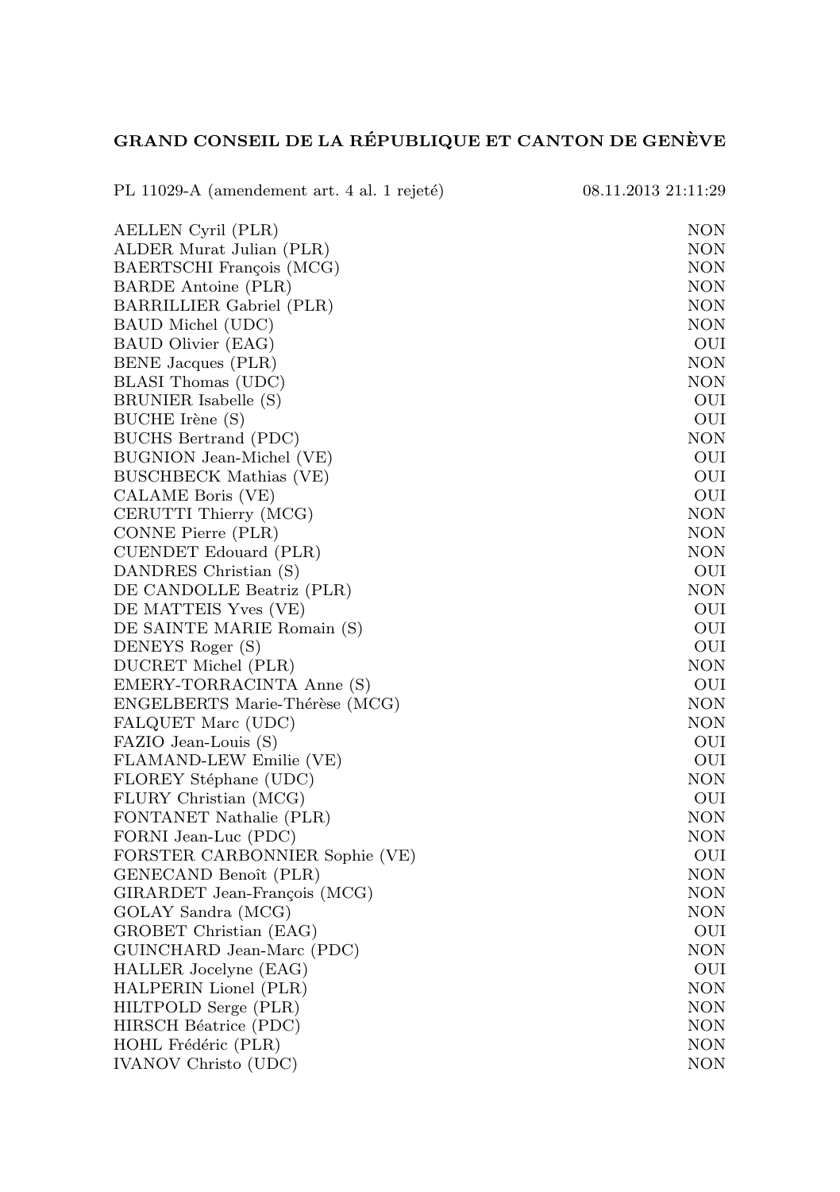# GRAND CONSEIL DE LA RÉPUBLIQUE ET CANTON DE GENÈVE

PL 11029-A (amendement art. 4 al. 1 rejeté) 08.11.2013 21:11:29

| | |
|---|---|
| AELLEN Cyril (PLR) | NON |
| ALDER Murat Julian (PLR) | NON |
| BAERTSCHI François (MCG) | NON |
| BARDE Antoine (PLR) | NON |
| BARRILLIER Gabriel (PLR) | NON |
| BAUD Michel (UDC) | NON |
| BAUD Olivier (EAG) | OUI |
| BENE Jacques (PLR) | NON |
| BLASI Thomas (UDC) | NON |
| BRUNIER Isabelle (S) | OUI |
| BUCHE Irène (S) | OUI |
| BUCHS Bertrand (PDC) | NON |
| BUGNION Jean-Michel (VE) | OUI |
| BUSCHBECK Mathias (VE) | OUI |
| CALAME Boris (VE) | OUI |
| CERUTTI Thierry (MCG) | NON |
| CONNE Pierre (PLR) | NON |
| CUENDET Edouard (PLR) | NON |
| DANDRES Christian (S) | OUI |
| DE CANDOLLE Beatriz (PLR) | NON |
| DE MATTEIS Yves (VE) | OUI |
| DE SAINTE MARIE Romain (S) | OUI |
| DENEYS Roger (S) | OUI |
| DUCRET Michel (PLR) | NON |
| EMERY-TORRACINTA Anne (S) | OUI |
| ENGELBERTS Marie-Thérèse (MCG) | NON |
| FALQUET Marc (UDC) | NON |
| FAZIO Jean-Louis (S) | OUI |
| FLAMAND-LEW Emilie (VE) | OUI |
| FLOREY Stéphane (UDC) | NON |
| FLURY Christian (MCG) | OUI |
| FONTANET Nathalie (PLR) | NON |
| FORNI Jean-Luc (PDC) | NON |
| FORSTER CARBONNIER Sophie (VE) | OUI |
| GENECAND Benoît (PLR) | NON |
| GIRARDET Jean-François (MCG) | NON |
| GOLAY Sandra (MCG) | NON |
| GROBET Christian (EAG) | OUI |
| GUINCHARD Jean-Marc (PDC) | NON |
| HALLER Jocelyne (EAG) | OUI |
| HALPERIN Lionel (PLR) | NON |
| HILTPOLD Serge (PLR) | NON |
| HIRSCH Béatrice (PDC) | NON |
| HOHL Frédéric (PLR) | NON |
| IVANOV Christo (UDC) | NON |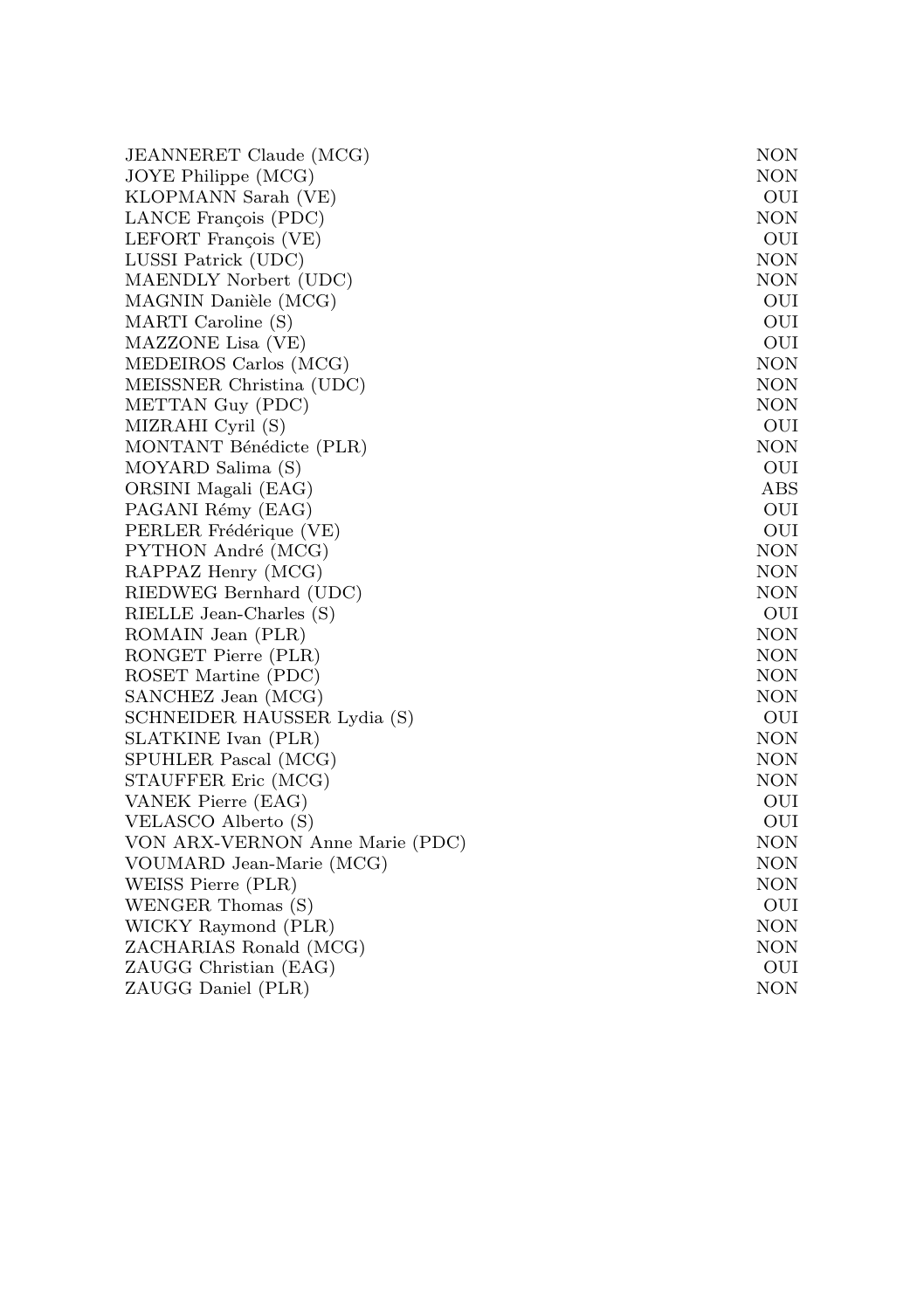| | |
|---|---|
| JEANNERET Claude (MCG) | NON |
| JOYE Philippe (MCG) | NON |
| KLOPMANN Sarah (VE) | OUI |
| LANCE François (PDC) | NON |
| LEFORT François (VE) | OUI |
| LUSSI Patrick (UDC) | NON |
| MAENDLY Norbert (UDC) | NON |
| MAGNIN Danièle (MCG) | OUI |
| MARTI Caroline (S) | OUI |
| MAZZONE Lisa (VE) | OUI |
| MEDEIROS Carlos (MCG) | NON |
| MEISSNER Christina (UDC) | NON |
| METTAN Guy (PDC) | NON |
| MIZRAHI Cyril (S) | OUI |
| MONTANT Bénédicte (PLR) | NON |
| MOYARD Salima (S) | OUI |
| ORSINI Magali (EAG) | ABS |
| PAGANI Rémy (EAG) | OUI |
| PERLER Frédérique (VE) | OUI |
| PYTHON André (MCG) | NON |
| RAPPAZ Henry (MCG) | NON |
| RIEDWEG Bernhard (UDC) | NON |
| RIELLE Jean-Charles (S) | OUI |
| ROMAIN Jean (PLR) | NON |
| RONGET Pierre (PLR) | NON |
| ROSET Martine (PDC) | NON |
| SANCHEZ Jean (MCG) | NON |
| SCHNEIDER HAUSSER Lydia (S) | OUI |
| SLATKINE Ivan (PLR) | NON |
| SPUHLER Pascal (MCG) | NON |
| STAUFFER Eric (MCG) | NON |
| VANEK Pierre (EAG) | OUI |
| VELASCO Alberto (S) | OUI |
| VON ARX-VERNON Anne Marie (PDC) | NON |
| VOUMARD Jean-Marie (MCG) | NON |
| WEISS Pierre (PLR) | NON |
| WENGER Thomas (S) | OUI |
| WICKY Raymond (PLR) | NON |
| ZACHARIAS Ronald (MCG) | NON |
| ZAUGG Christian (EAG) | OUI |
| ZAUGG Daniel (PLR) | NON |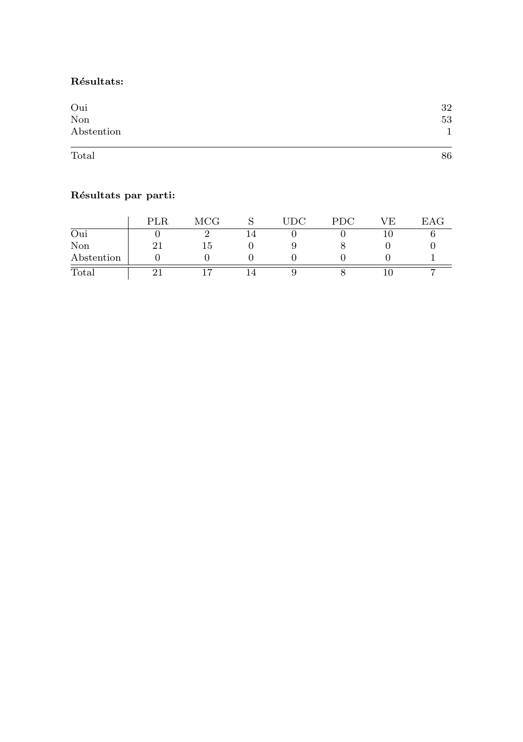**Résultats:**

| | |
|---|---|
| Oui | 32 |
| Non | 53 |
| Abstention | 1 |
| Total | 86 |

**Résultats par parti:**

| | PLR | MCG | S | UDC | PDC | VE | EAG |
|---|---|---|---|---|---|---|---|
| Oui | 0 | 2 | 14 | 0 | 0 | 10 | 6 |
| Non | 21 | 15 | 0 | 9 | 8 | 0 | 0 |
| Abstention | 0 | 0 | 0 | 0 | 0 | 0 | 1 |
| Total | 21 | 17 | 14 | 9 | 8 | 10 | 7 |